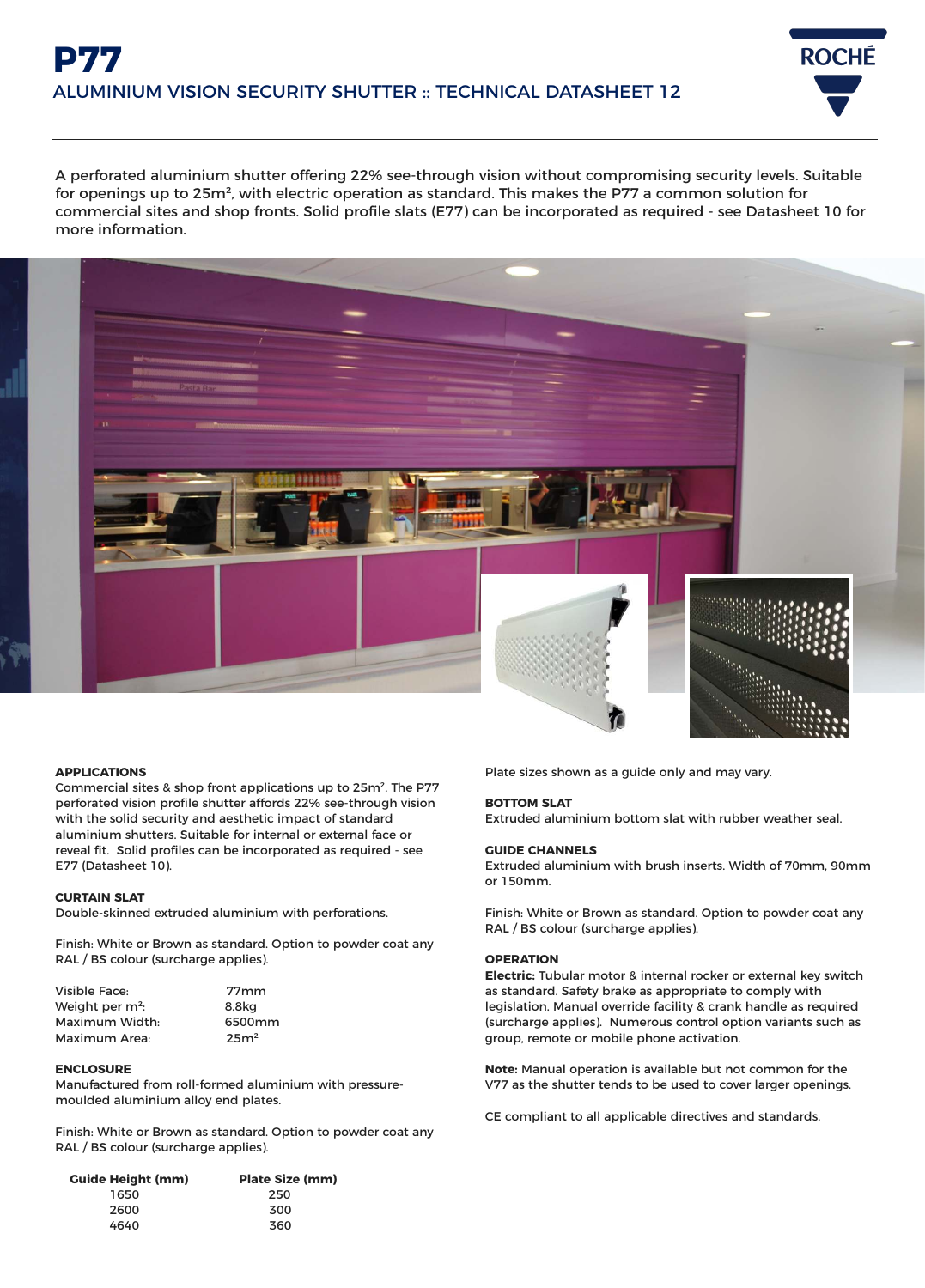# P77

## ALUMINIUM VISION SECURITY SHUTTER :: TECHNICAL DATASHEET 12

A perforated aluminium shutter offering 22% see-through vision without compromising security levels. Suitable for openings up to $25m^2$, with electric operation as standard. This makes the P77 a common solution for commercial sites and shop fronts. Solid profile slats (E77) can be incorporated as required - see Datasheet 10 for more information.

### APPLICATIONS

Commercial sites & shop front applications up to $25m^2$. The P77 perforated vision profile shutter affords 22% see-through vision with the solid security and aesthetic impact of standard aluminium shutters. Suitable for internal or external face or reveal fit. Solid profiles can be incorporated as required - see E77 (Datasheet 10).

### CURTAIN SLAT

Double-skinned extruded aluminium with perforations.

Finish: White or Brown as standard. Option to powder coat any RAL / BS colour (surcharge applies).

| | |
|---|---|
| Visible Face: | 77mm |
| Weight per $m^2$: | 8.8kg |
| Maximum Width: | 6500mm |
| Maximum Area: | $25m^2$ |

### ENCLOSURE

Manufactured from roll-formed aluminium with pressure-moulded aluminium alloy end plates.

Finish: White or Brown as standard. Option to powder coat any RAL / BS colour (surcharge applies).

| Guide Height (mm) | Plate Size (mm) |
|---|---|
| 1650 | 250 |
| 2600 | 300 |
| 4640 | 360 |

Plate sizes shown as a guide only and may vary.

### BOTTOM SLAT

Extruded aluminium bottom slat with rubber weather seal.

### GUIDE CHANNELS

Extruded aluminium with brush inserts. Width of 70mm, 90mm or 150mm.

Finish: White or Brown as standard. Option to powder coat any RAL / BS colour (surcharge applies).

### OPERATION

**Electric:** Tubular motor & internal rocker or external key switch as standard. Safety brake as appropriate to comply with legislation. Manual override facility & crank handle as required (surcharge applies). Numerous control option variants such as group, remote or mobile phone activation.

**Note:** Manual operation is available but not common for the V77 as the shutter tends to be used to cover larger openings.

CE compliant to all applicable directives and standards.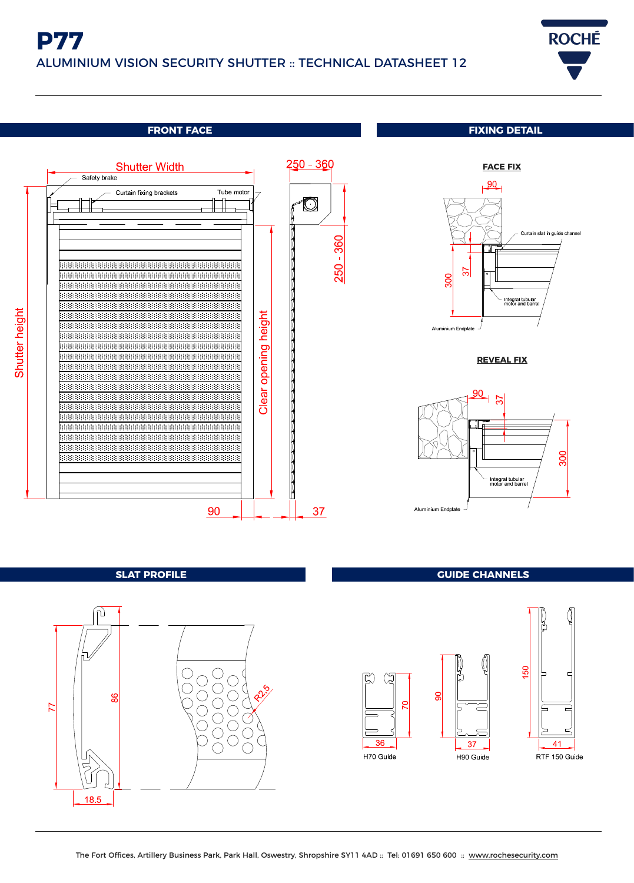# P77

ALUMINIUM VISION SECURITY SHUTTER :: TECHNICAL DATASHEET 12

ROCHÉ

## FRONT FACE

Shutter Width

250 - 360

Safety brake

Curtain fixing brackets

Tube motor

250 - 360

Shutter height

Clear opening height

90

37

## FIXING DETAIL

### FACE FIX

90

Curtain slat in guide channel

300

37

Integral tubular motor and barrel

Aluminium Endplate

### REVEAL FIX

90

37

300

Integral tubular motor and barrel

Aluminium Endplate

## SLAT PROFILE

77

86

18.5

R2.5

## GUIDE CHANNELS

70

36

H70 Guide

90

37

H90 Guide

150

41

RTF 150 Guide

The Fort Offices, Artillery Business Park, Park Hall, Oswestry, Shropshire SY11 4AD :: Tel: 01691 650 600 :: www.rochesecurity.com